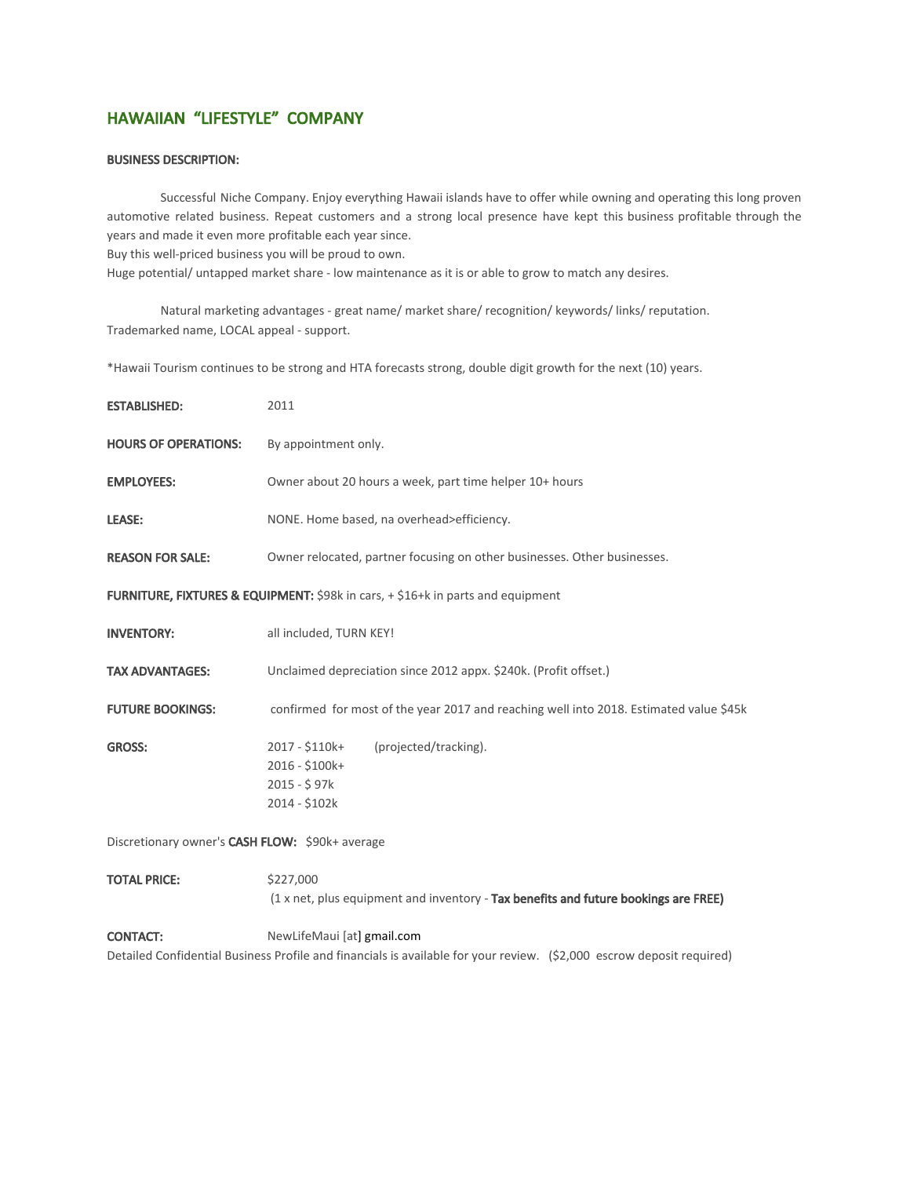# HAWAIIAN "LIFESTYLE" COMPANY

**BUSINESS DESCRIPTION:**

Successful Niche Company. Enjoy everything Hawaii islands have to offer while owning and operating this long proven automotive related business. Repeat customers and a strong local presence have kept this business profitable through the years and made it even more profitable each year since.
Buy this well-priced business you will be proud to own.
Huge potential/ untapped market share - low maintenance as it is or able to grow to match any desires.

Natural marketing advantages - great name/ market share/ recognition/ keywords/ links/ reputation.
Trademarked name, LOCAL appeal - support.

*Hawaii Tourism continues to be strong and HTA forecasts strong, double digit growth for the next (10) years.

**ESTABLISHED:** 2011

**HOURS OF OPERATIONS:** By appointment only.

**EMPLOYEES:** Owner about 20 hours a week, part time helper 10+ hours

**LEASE:** NONE. Home based, na overhead>efficiency.

**REASON FOR SALE:** Owner relocated, partner focusing on other businesses. Other businesses.

**FURNITURE, FIXTURES & EQUIPMENT:** $98k in cars, + $16+k in parts and equipment

**INVENTORY:** all included, TURN KEY!

**TAX ADVANTAGES:** Unclaimed depreciation since 2012 appx. $240k. (Profit offset.)

**FUTURE BOOKINGS:** confirmed for most of the year 2017 and reaching well into 2018. Estimated value $45k

**GROSS:**
2017 - $110k+ (projected/tracking).
2016 - $100k+
2015 - $ 97k
2014 - $102k

Discretionary owner's **CASH FLOW:** $90k+ average

**TOTAL PRICE:** $227,000
(1 x net, plus equipment and inventory - **Tax benefits and future bookings are FREE)**

**CONTACT:** NewLifeMaui [at] gmail.com
Detailed Confidential Business Profile and financials is available for your review. ($2,000 escrow deposit required)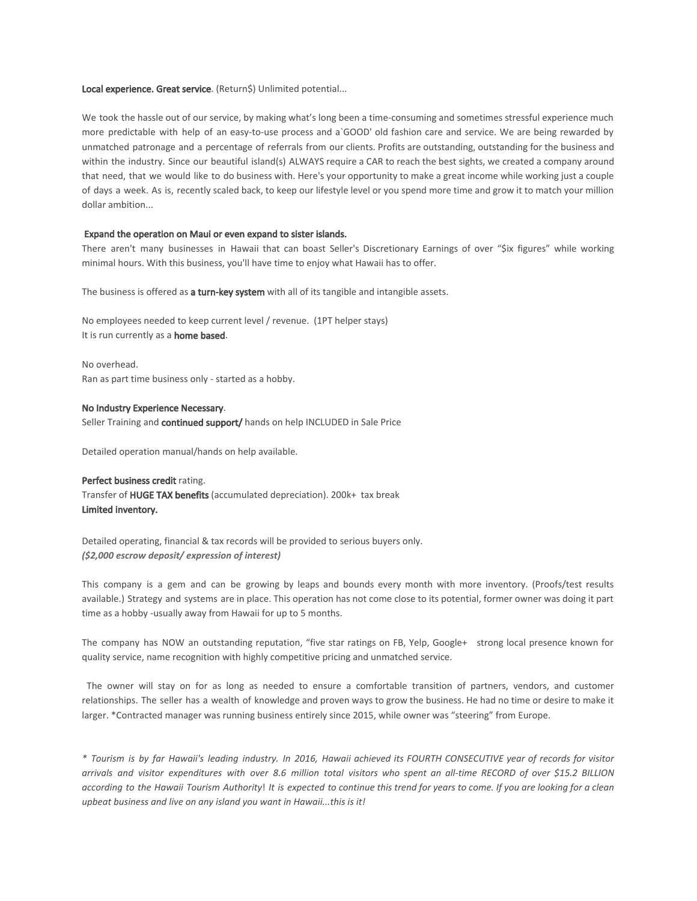**Local experience. Great service**. (Return$) Unlimited potential...

We took the hassle out of our service, by making what's long been a time-consuming and sometimes stressful experience much more predictable with help of an easy-to-use process and a`GOOD' old fashion care and service. We are being rewarded by unmatched patronage and a percentage of referrals from our clients. Profits are outstanding, outstanding for the business and within the industry. Since our beautiful island(s) ALWAYS require a CAR to reach the best sights, we created a company around that need, that we would like to do business with. Here's your opportunity to make a great income while working just a couple of days a week. As is, recently scaled back, to keep our lifestyle level or you spend more time and grow it to match your million dollar ambition...

**Expand the operation on Maui or even expand to sister islands.**

There aren't many businesses in Hawaii that can boast Seller's Discretionary Earnings of over "$ix figures" while working minimal hours. With this business, you'll have time to enjoy what Hawaii has to offer.

The business is offered as **a turn-key system** with all of its tangible and intangible assets.

No employees needed to keep current level / revenue. (1PT helper stays)
It is run currently as a **home based**.

No overhead.
Ran as part time business only - started as a hobby.

**No Industry Experience Necessary**.
Seller Training and **continued support/** hands on help INCLUDED in Sale Price

Detailed operation manual/hands on help available.

**Perfect business credit** rating.
Transfer of **HUGE TAX benefits** (accumulated depreciation). 200k+ tax break
**Limited inventory.**

Detailed operating, financial & tax records will be provided to serious buyers only.
***($2,000 escrow deposit/ expression of interest)***

This company is a gem and can be growing by leaps and bounds every month with more inventory. (Proofs/test results available.) Strategy and systems are in place. This operation has not come close to its potential, former owner was doing it part time as a hobby -usually away from Hawaii for up to 5 months.

The company has NOW an outstanding reputation, "five star ratings on FB, Yelp, Google+ strong local presence known for quality service, name recognition with highly competitive pricing and unmatched service.

The owner will stay on for as long as needed to ensure a comfortable transition of partners, vendors, and customer relationships. The seller has a wealth of knowledge and proven ways to grow the business. He had no time or desire to make it larger. *Contracted manager was running business entirely since 2015, while owner was "steering" from Europe.

*\* Tourism is by far Hawaii's leading industry. In 2016, Hawaii achieved its FOURTH CONSECUTIVE year of records for visitor arrivals and visitor expenditures with over 8.6 million total visitors who spent an all-time RECORD of over $15.2 BILLION according to the Hawaii Tourism Authority! It is expected to continue this trend for years to come. If you are looking for a clean upbeat business and live on any island you want in Hawaii...this is it!*